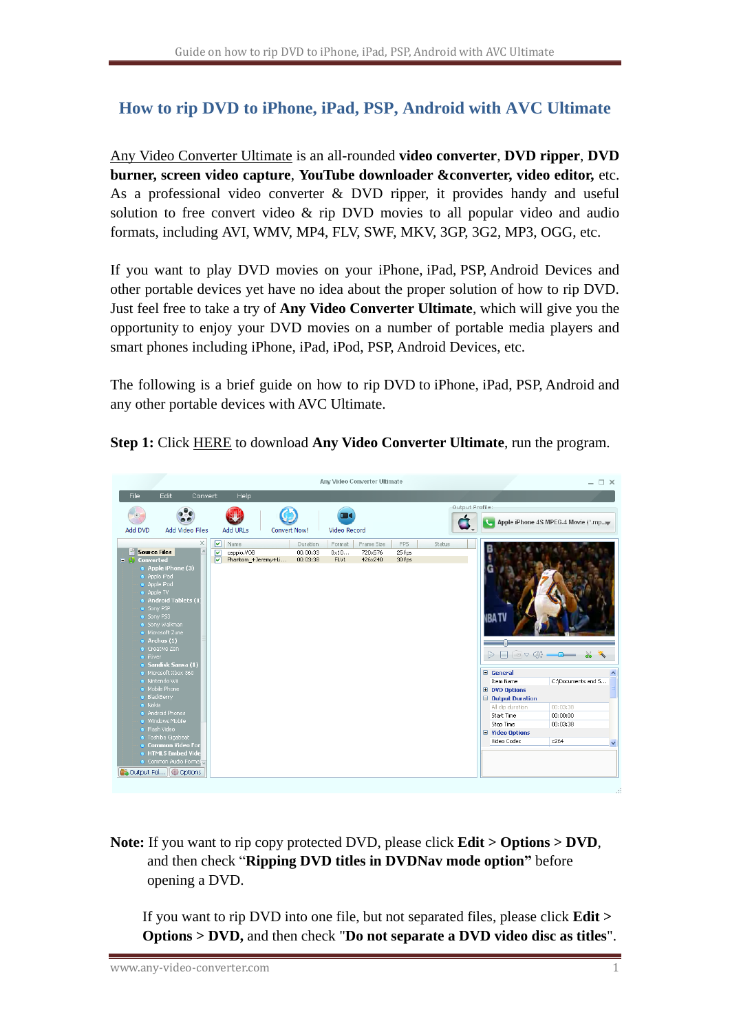# How to rip DVD to iPhone, iPad, PSP, Android with AVC Ultimate

Any Video Converter Ultimate is an all-rounded **video converter**, **DVD ripper**, **DVD burner, screen video capture**, **YouTube downloader &converter, video editor,** etc. As a professional video converter & DVD ripper, it provides handy and useful solution to free convert video & rip DVD movies to all popular video and audio formats, including AVI, WMV, MP4, FLV, SWF, MKV, 3GP, 3G2, MP3, OGG, etc.

If you want to play DVD movies on your iPhone, iPad, PSP, Android Devices and other portable devices yet have no idea about the proper solution of how to rip DVD. Just feel free to take a try of **Any Video Converter Ultimate**, which will give you the opportunity to enjoy your DVD movies on a number of portable media players and smart phones including iPhone, iPad, iPod, PSP, Android Devices, etc.

The following is a brief guide on how to rip DVD to iPhone, iPad, PSP, Android and any other portable devices with AVC Ultimate.

**Step 1:** Click HERE to download **Any Video Converter Ultimate**, run the program.

**Note:** If you want to rip copy protected DVD, please click **Edit > Options > DVD**, and then check "**Ripping DVD titles in DVDNav mode option"** before opening a DVD.

If you want to rip DVD into one file, but not separated files, please click **Edit > Options > DVD,** and then check "**Do not separate a DVD video disc as titles**".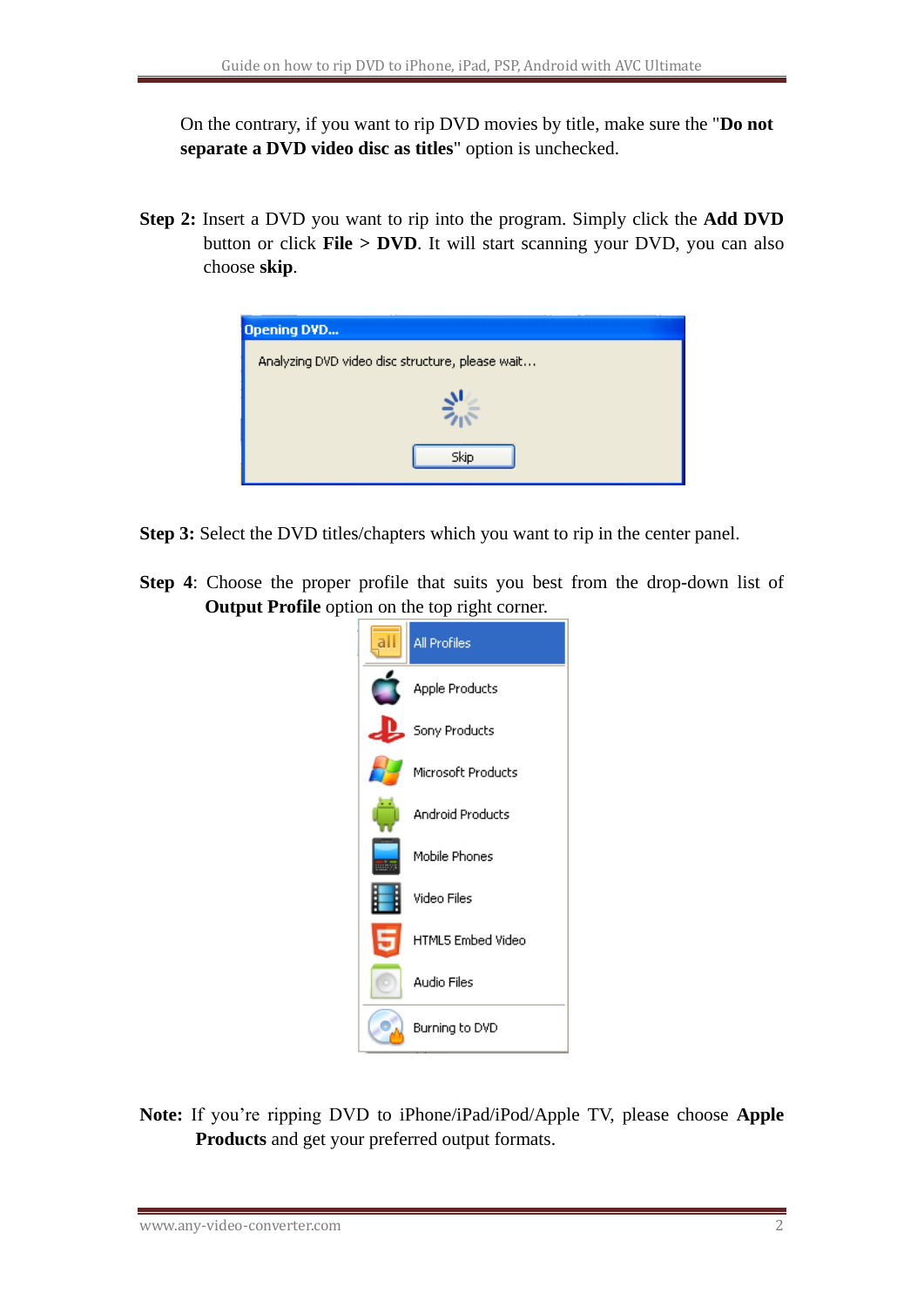On the contrary, if you want to rip DVD movies by title, make sure the "**Do not separate a DVD video disc as titles**" option is unchecked.

**Step 2:** Insert a DVD you want to rip into the program. Simply click the **Add DVD** button or click **File > DVD**. It will start scanning your DVD, you can also choose **skip**.

**Step 3:** Select the DVD titles/chapters which you want to rip in the center panel.

**Step 4**: Choose the proper profile that suits you best from the drop-down list of **Output Profile** option on the top right corner.

**Note:** If you're ripping DVD to iPhone/iPad/iPod/Apple TV, please choose **Apple Products** and get your preferred output formats.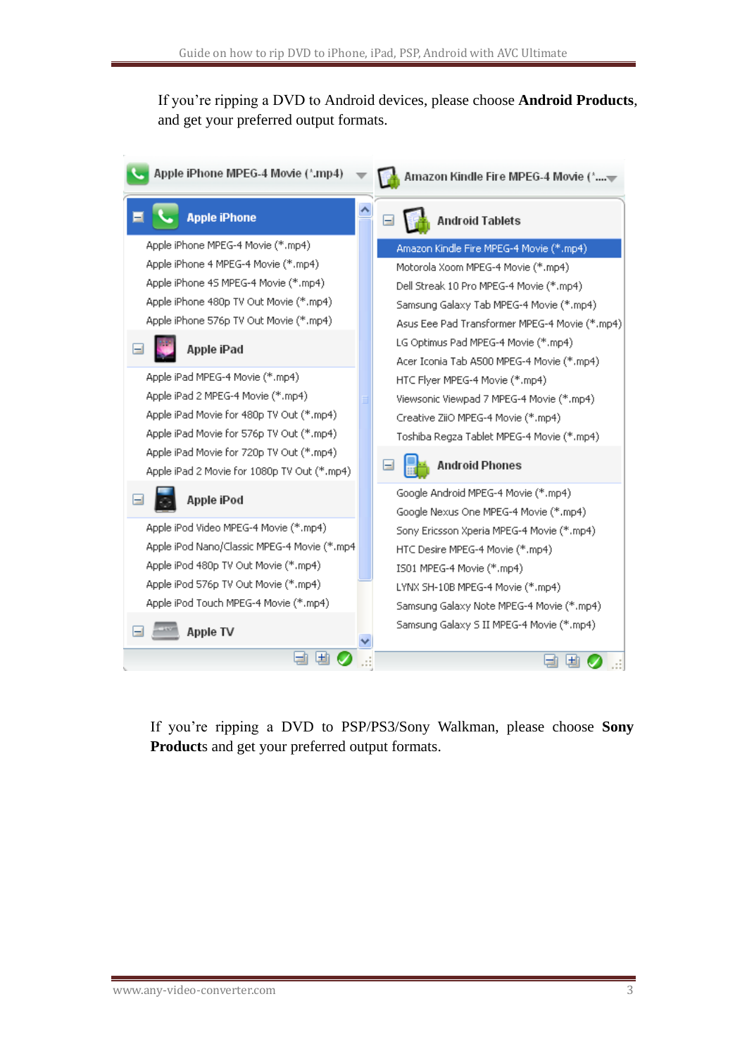If you're ripping a DVD to Android devices, please choose **Android Products**, and get your preferred output formats.

Apple iPhone MPEG-4 Movie (*.mp4)

**Apple iPhone**

Apple iPhone MPEG-4 Movie (*.mp4)
Apple iPhone 4 MPEG-4 Movie (*.mp4)
Apple iPhone 4S MPEG-4 Movie (*.mp4)
Apple iPhone 480p TV Out Movie (*.mp4)
Apple iPhone 576p TV Out Movie (*.mp4)

**Apple iPad**

Apple iPad MPEG-4 Movie (*.mp4)
Apple iPad 2 MPEG-4 Movie (*.mp4)
Apple iPad Movie for 480p TV Out (*.mp4)
Apple iPad Movie for 576p TV Out (*.mp4)
Apple iPad Movie for 720p TV Out (*.mp4)
Apple iPad 2 Movie for 1080p TV Out (*.mp4)

**Apple iPod**

Apple iPod Video MPEG-4 Movie (*.mp4)
Apple iPod Nano/Classic MPEG-4 Movie (*.mp4
Apple iPod 480p TV Out Movie (*.mp4)
Apple iPod 576p TV Out Movie (*.mp4)
Apple iPod Touch MPEG-4 Movie (*.mp4)

**Apple TV**

Amazon Kindle Fire MPEG-4 Movie (*....

**Android Tablets**

Amazon Kindle Fire MPEG-4 Movie (*.mp4)
Motorola Xoom MPEG-4 Movie (*.mp4)
Dell Streak 10 Pro MPEG-4 Movie (*.mp4)
Samsung Galaxy Tab MPEG-4 Movie (*.mp4)
Asus Eee Pad Transformer MPEG-4 Movie (*.mp4)
LG Optimus Pad MPEG-4 Movie (*.mp4)
Acer Iconia Tab A500 MPEG-4 Movie (*.mp4)
HTC Flyer MPEG-4 Movie (*.mp4)
Viewsonic Viewpad 7 MPEG-4 Movie (*.mp4)
Creative ZiiO MPEG-4 Movie (*.mp4)
Toshiba Regza Tablet MPEG-4 Movie (*.mp4)

**Android Phones**

Google Android MPEG-4 Movie (*.mp4)
Google Nexus One MPEG-4 Movie (*.mp4)
Sony Ericsson Xperia MPEG-4 Movie (*.mp4)
HTC Desire MPEG-4 Movie (*.mp4)
IS01 MPEG-4 Movie (*.mp4)
LYNX SH-10B MPEG-4 Movie (*.mp4)
Samsung Galaxy Note MPEG-4 Movie (*.mp4)
Samsung Galaxy S II MPEG-4 Movie (*.mp4)

If you're ripping a DVD to PSP/PS3/Sony Walkman, please choose **Sony Product**s and get your preferred output formats.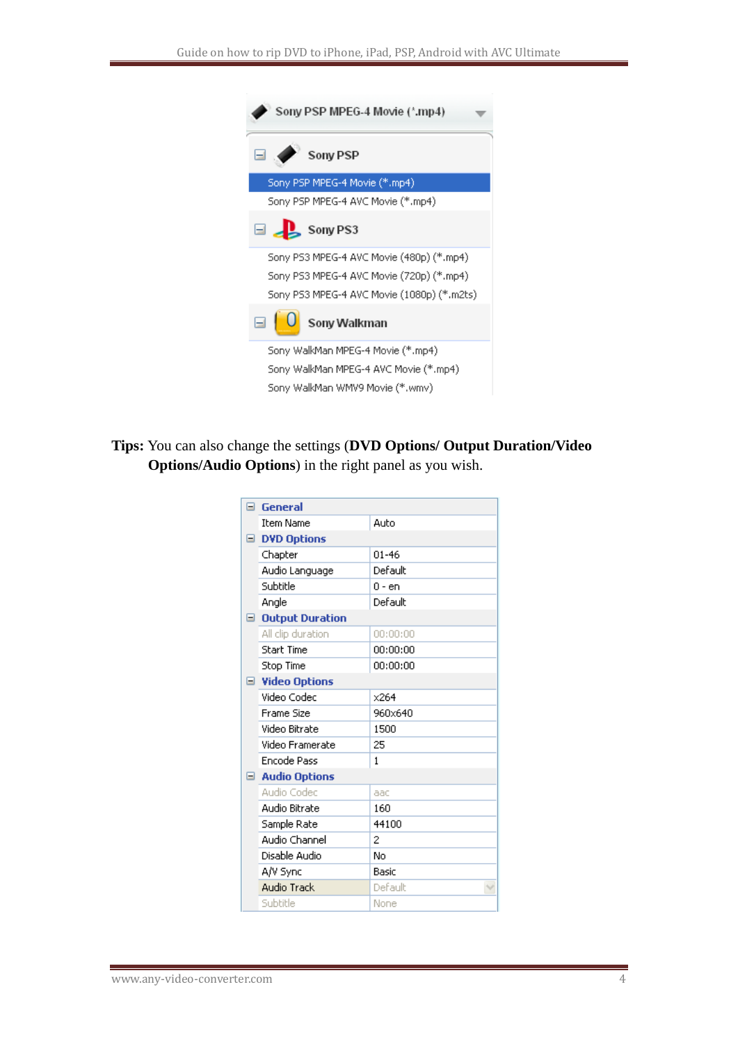Sony PSP MPEG-4 Movie (*.mp4)

- Sony PSP
  - Sony PSP MPEG-4 Movie (*.mp4)
  - Sony PSP MPEG-4 AVC Movie (*.mp4)
- Sony PS3
  - Sony PS3 MPEG-4 AVC Movie (480p) (*.mp4)
  - Sony PS3 MPEG-4 AVC Movie (720p) (*.mp4)
  - Sony PS3 MPEG-4 AVC Movie (1080p) (*.m2ts)
- Sony Walkman
  - Sony WalkMan MPEG-4 Movie (*.mp4)
  - Sony WalkMan MPEG-4 AVC Movie (*.mp4)
  - Sony WalkMan WMV9 Movie (*.wmv)

**Tips:** You can also change the settings (**DVD Options/ Output Duration/Video Options/Audio Options**) in the right panel as you wish.

| General | |
|---|---|
| Item Name | Auto |
| **DVD Options** | |
| Chapter | 01-46 |
| Audio Language | Default |
| Subtitle | 0 - en |
| Angle | Default |
| **Output Duration** | |
| All clip duration | 00:00:00 |
| Start Time | 00:00:00 |
| Stop Time | 00:00:00 |
| **Video Options** | |
| Video Codec | x264 |
| Frame Size | 960x640 |
| Video Bitrate | 1500 |
| Video Framerate | 25 |
| Encode Pass | 1 |
| **Audio Options** | |
| Audio Codec | aac |
| Audio Bitrate | 160 |
| Sample Rate | 44100 |
| Audio Channel | 2 |
| Disable Audio | No |
| A/V Sync | Basic |
| Audio Track | Default |
| Subtitle | None |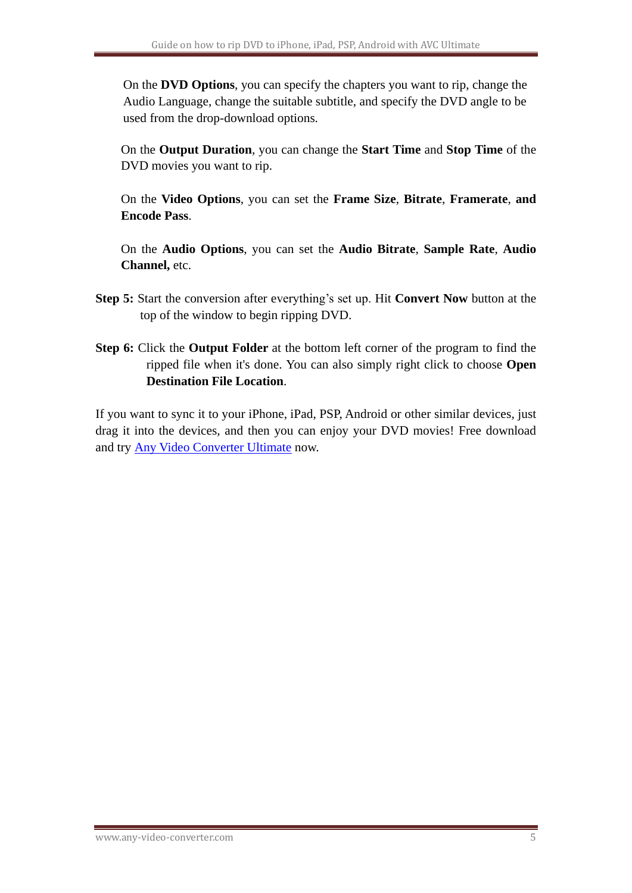On the **DVD Options**, you can specify the chapters you want to rip, change the Audio Language, change the suitable subtitle, and specify the DVD angle to be used from the drop-download options.

On the **Output Duration**, you can change the **Start Time** and **Stop Time** of the DVD movies you want to rip.

On the **Video Options**, you can set the **Frame Size**, **Bitrate**, **Framerate**, **and Encode Pass**.

On the **Audio Options**, you can set the **Audio Bitrate**, **Sample Rate**, **Audio Channel,** etc.

**Step 5:** Start the conversion after everything's set up. Hit **Convert Now** button at the top of the window to begin ripping DVD.

**Step 6:** Click the **Output Folder** at the bottom left corner of the program to find the ripped file when it's done. You can also simply right click to choose **Open Destination File Location**.

If you want to sync it to your iPhone, iPad, PSP, Android or other similar devices, just drag it into the devices, and then you can enjoy your DVD movies! Free download and try Any Video Converter Ultimate now.